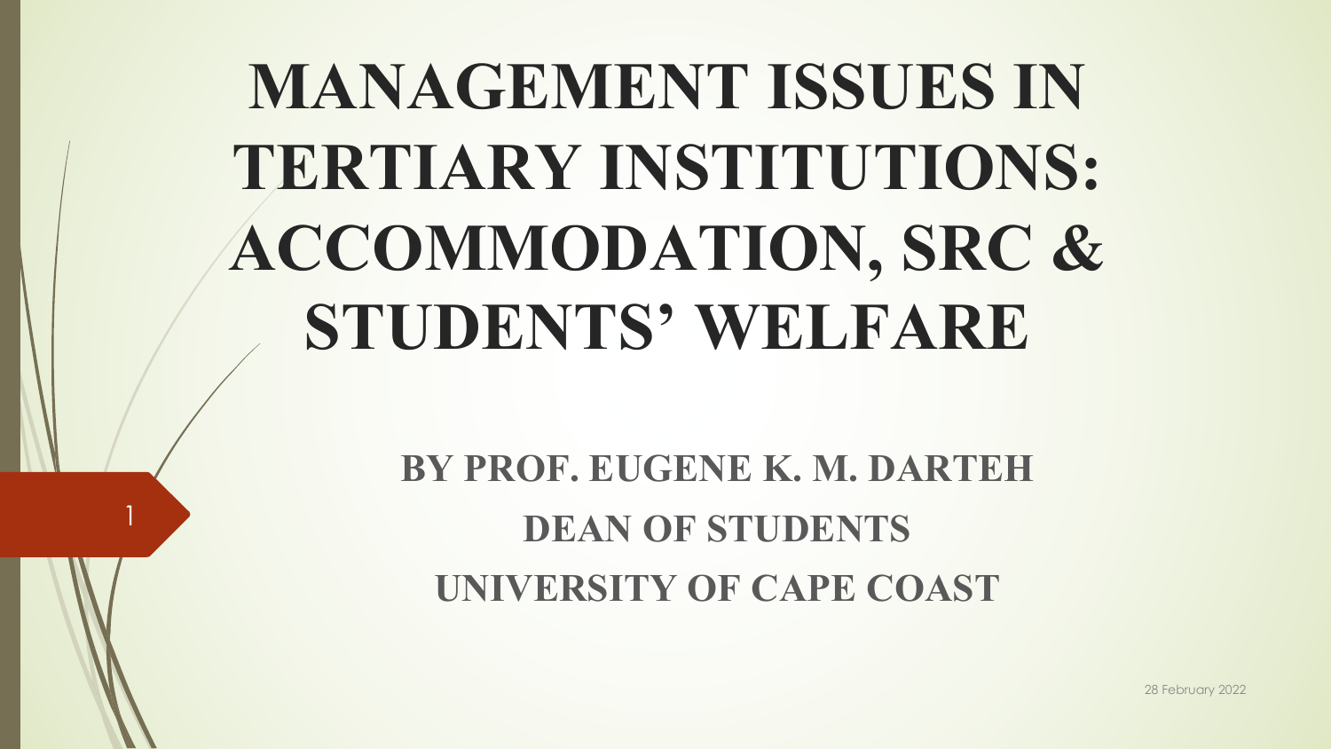# MANAGEMENT ISSUES IN TERTIARY INSTITUTIONS: ACCOMMODATION, SRC & STUDENTS' WELFARE

**BY PROF. EUGENE K. M. DARTEH**

**DEAN OF STUDENTS**

**UNIVERSITY OF CAPE COAST**

28 February 2022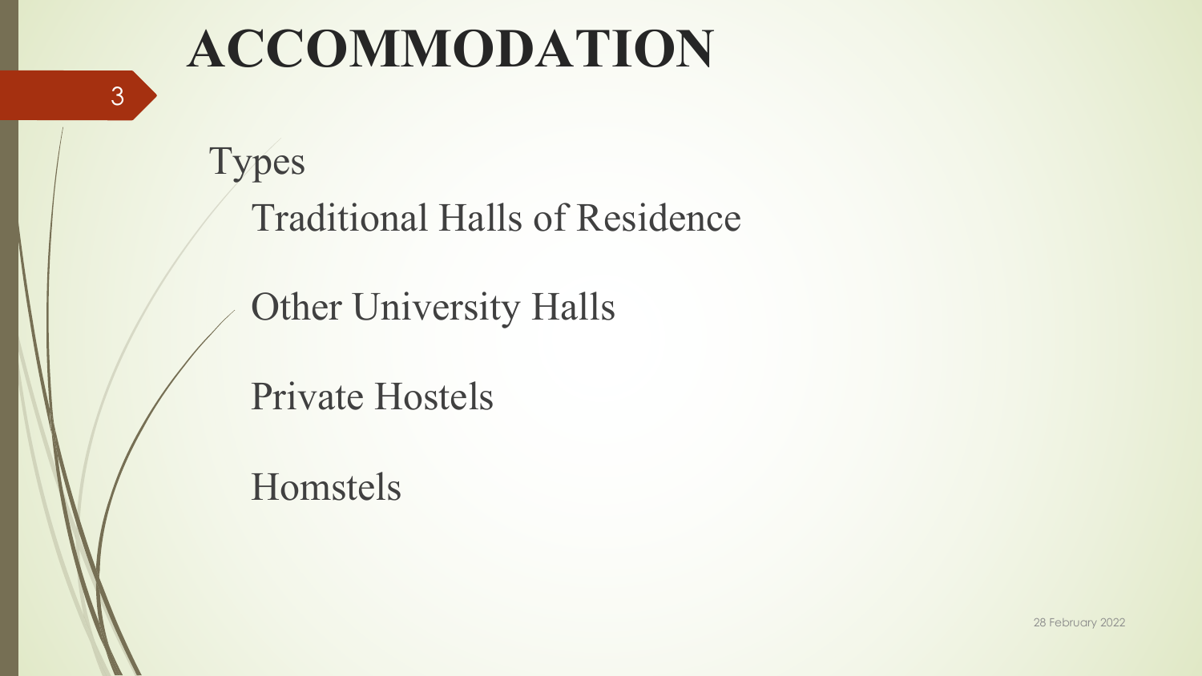# ACCOMMODATION

Types

- Traditional Halls of Residence
- Other University Halls
- Private Hostels
- Homstels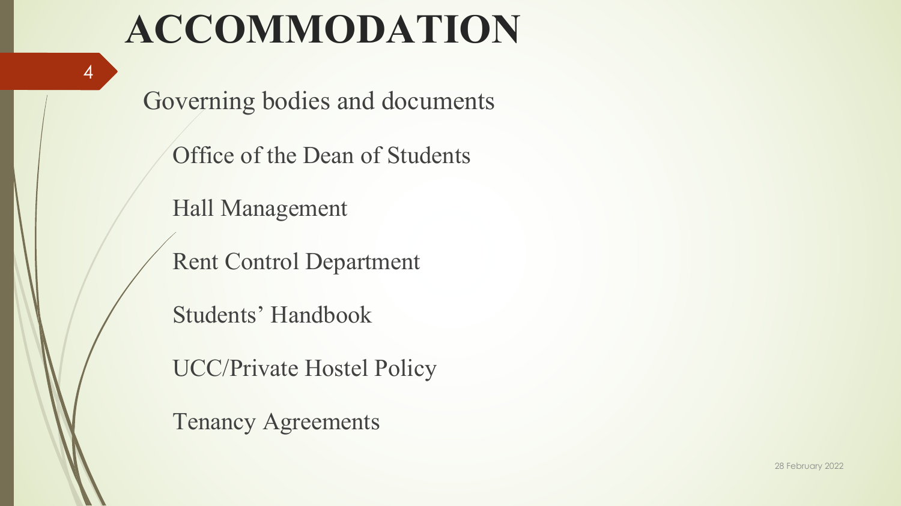# ACCOMMODATION

Governing bodies and documents

- Office of the Dean of Students
- Hall Management
- Rent Control Department
- Students' Handbook
- UCC/Private Hostel Policy
- Tenancy Agreements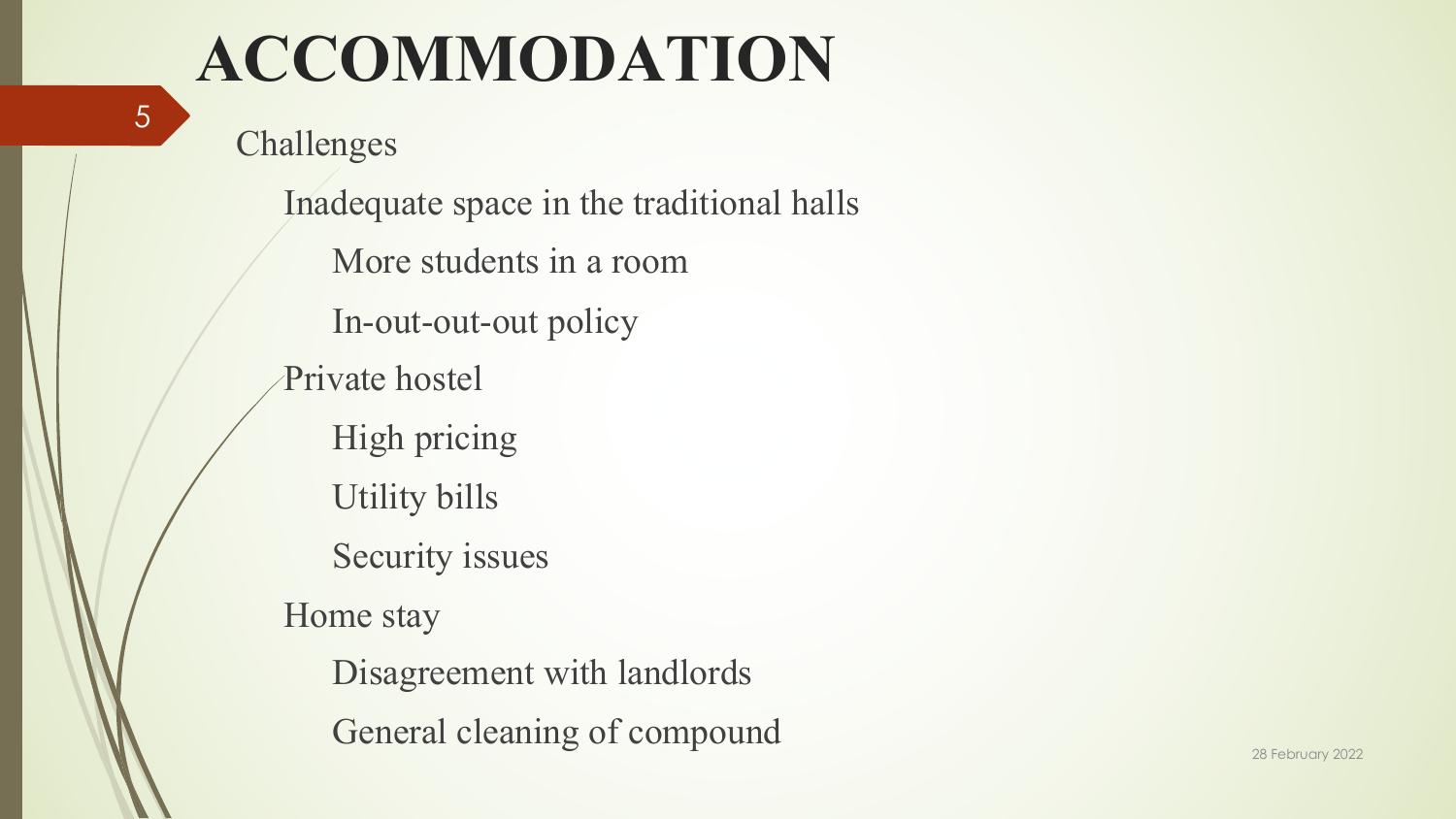# ACCOMMODATION

- Challenges
  - Inadequate space in the traditional halls
    - More students in a room
    - In-out-out-out policy
  - Private hostel
    - High pricing
    - Utility bills
    - Security issues
  - Home stay
    - Disagreement with landlords
    - General cleaning of compound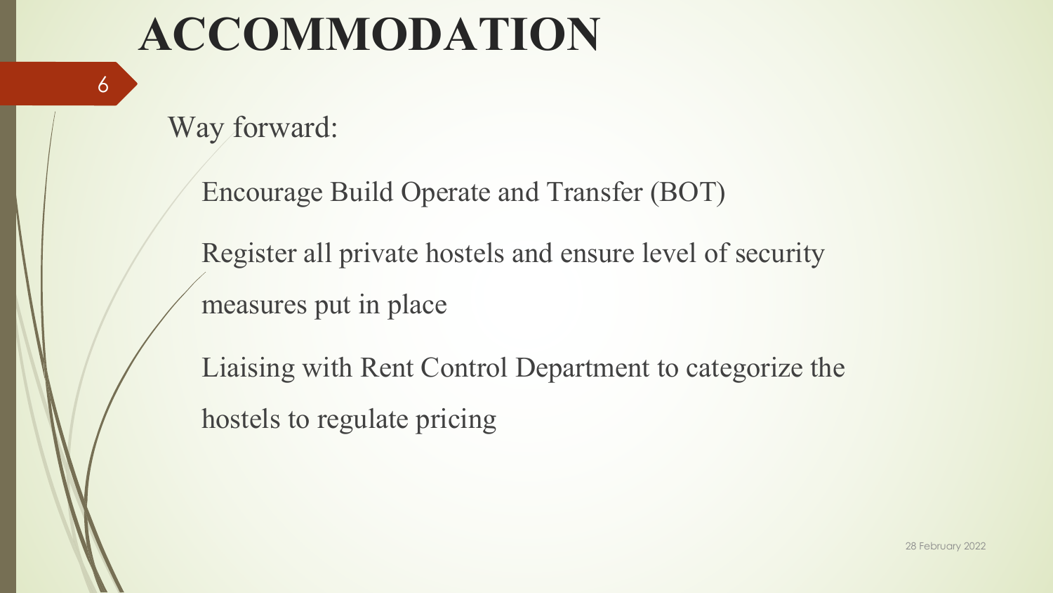# ACCOMMODATION

Way forward:

- Encourage Build Operate and Transfer (BOT)
- Register all private hostels and ensure level of security measures put in place
- Liaising with Rent Control Department to categorize the hostels to regulate pricing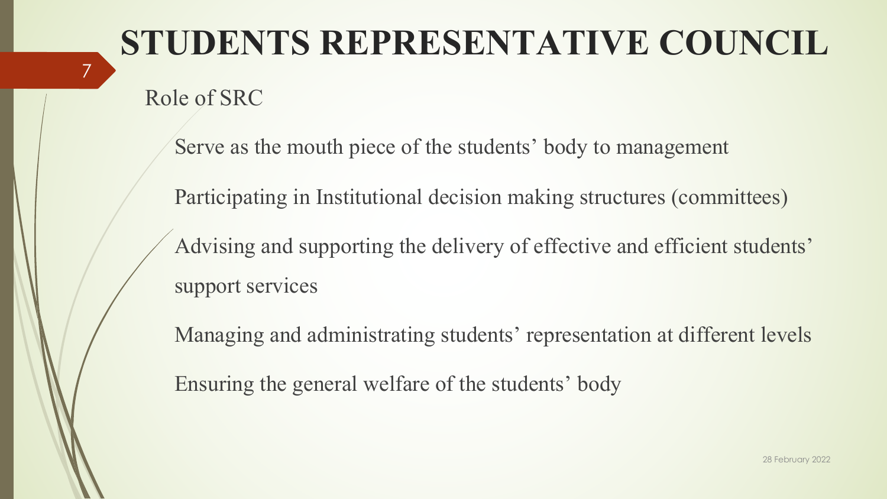# STUDENTS REPRESENTATIVE COUNCIL

## Role of SRC

- Serve as the mouth piece of the students' body to management
- Participating in Institutional decision making structures (committees)
- Advising and supporting the delivery of effective and efficient students' support services
- Managing and administrating students' representation at different levels
- Ensuring the general welfare of the students' body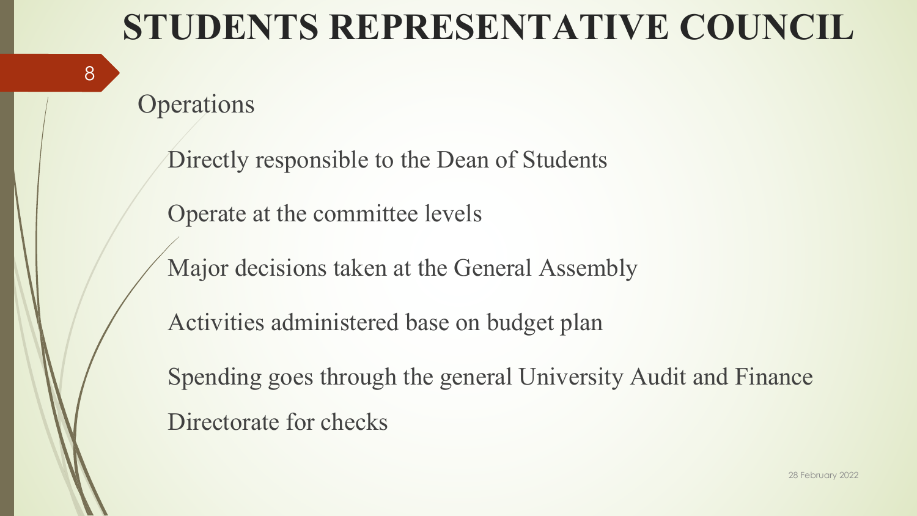# STUDENTS REPRESENTATIVE COUNCIL

## Operations

- Directly responsible to the Dean of Students
- Operate at the committee levels
- Major decisions taken at the General Assembly
- Activities administered base on budget plan
- Spending goes through the general University Audit and Finance Directorate for checks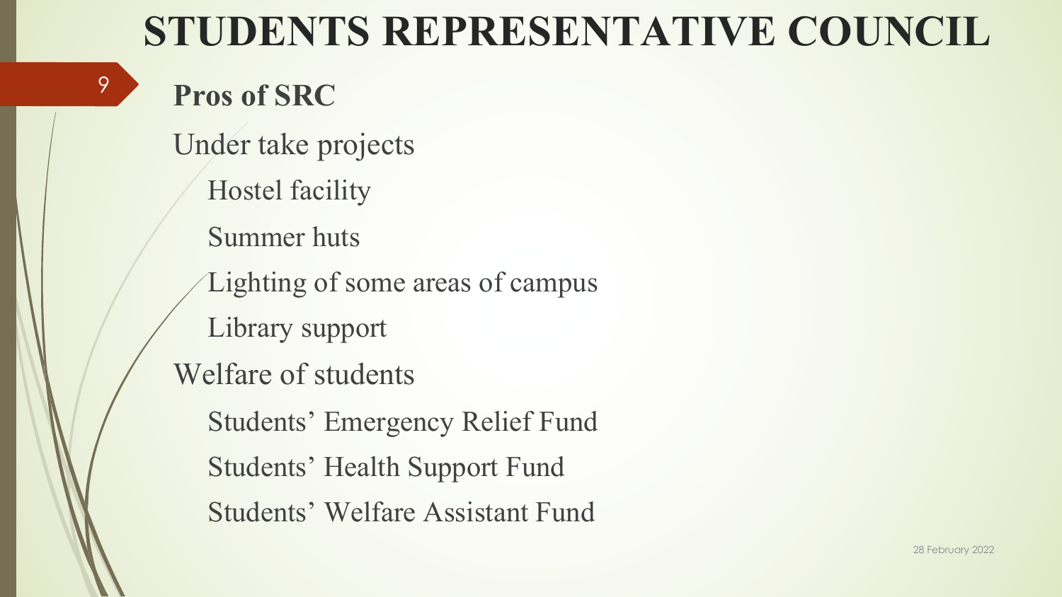# STUDENTS REPRESENTATIVE COUNCIL

**Pros of SRC**

Under take projects

- Hostel facility
- Summer huts
- Lighting of some areas of campus
- Library support

Welfare of students

- Students' Emergency Relief Fund
- Students' Health Support Fund
- Students' Welfare Assistant Fund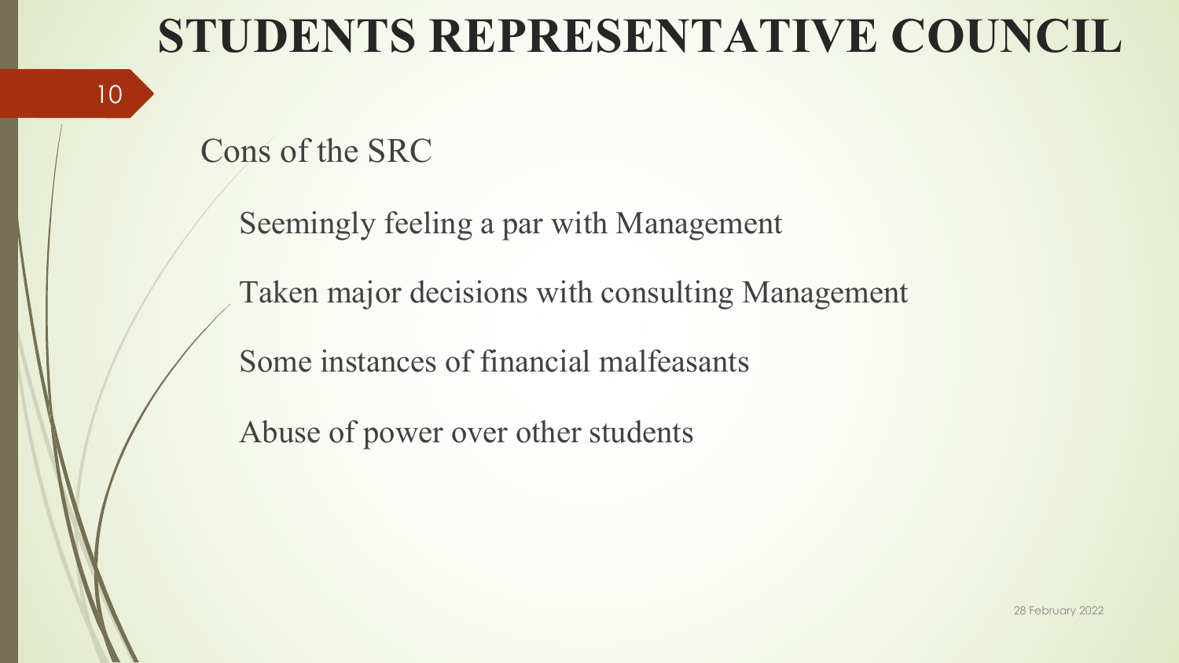# STUDENTS REPRESENTATIVE COUNCIL

## Cons of the SRC

- Seemingly feeling a par with Management
- Taken major decisions with consulting Management
- Some instances of financial malfeasants
- Abuse of power over other students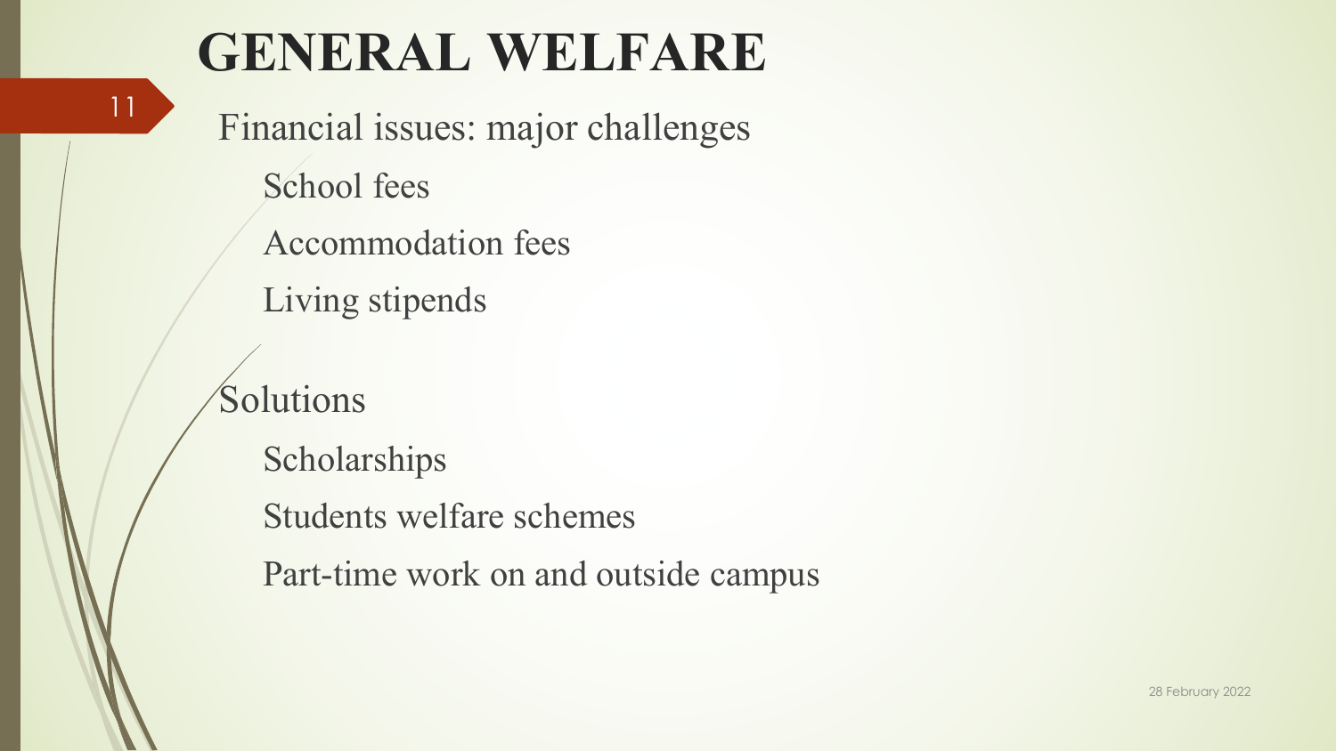# GENERAL WELFARE

Financial issues: major challenges

- School fees
- Accommodation fees
- Living stipends

Solutions

- Scholarships
- Students welfare schemes
- Part-time work on and outside campus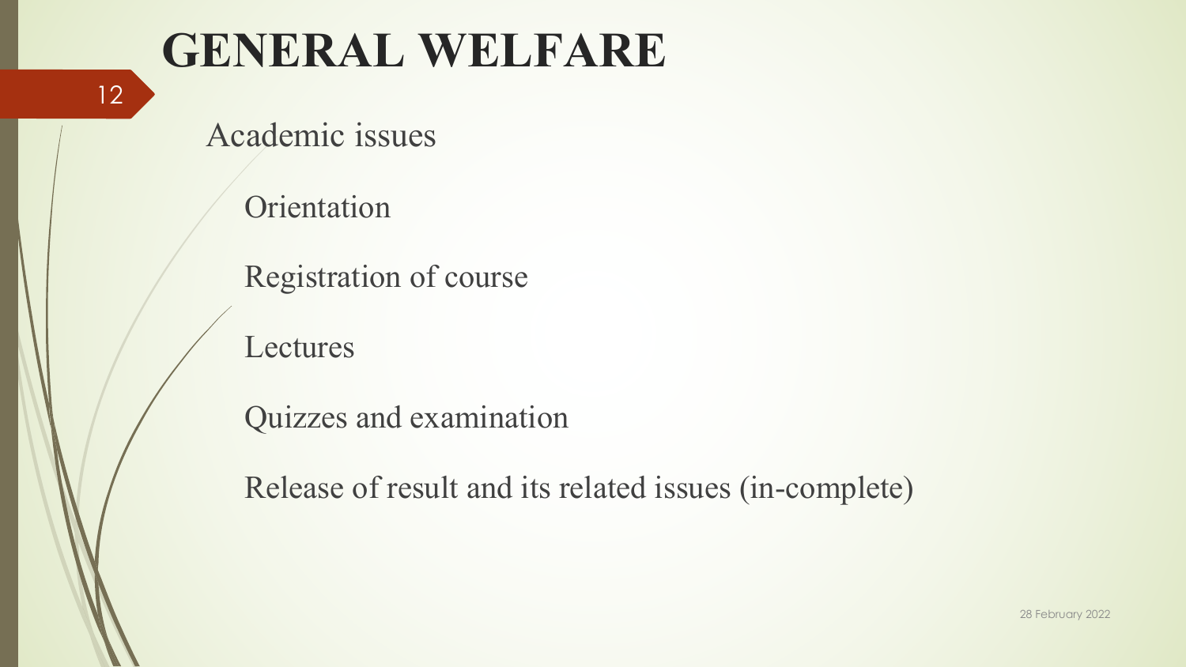# GENERAL WELFARE

Academic issues

- Orientation
- Registration of course
- Lectures
- Quizzes and examination
- Release of result and its related issues (in-complete)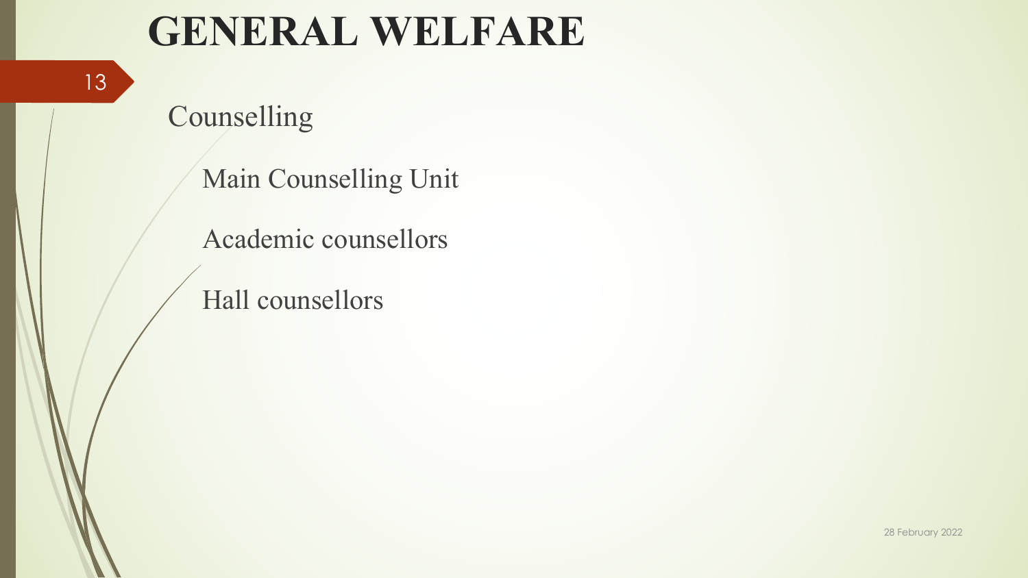# GENERAL WELFARE

Counselling

- Main Counselling Unit
- Academic counsellors
- Hall counsellors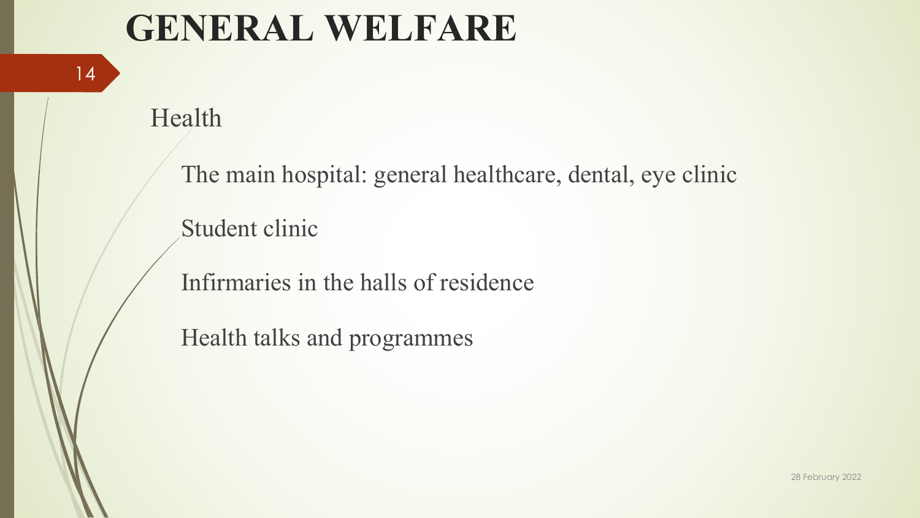# GENERAL WELFARE

## Health

- The main hospital: general healthcare, dental, eye clinic
- Student clinic
- Infirmaries in the halls of residence
- Health talks and programmes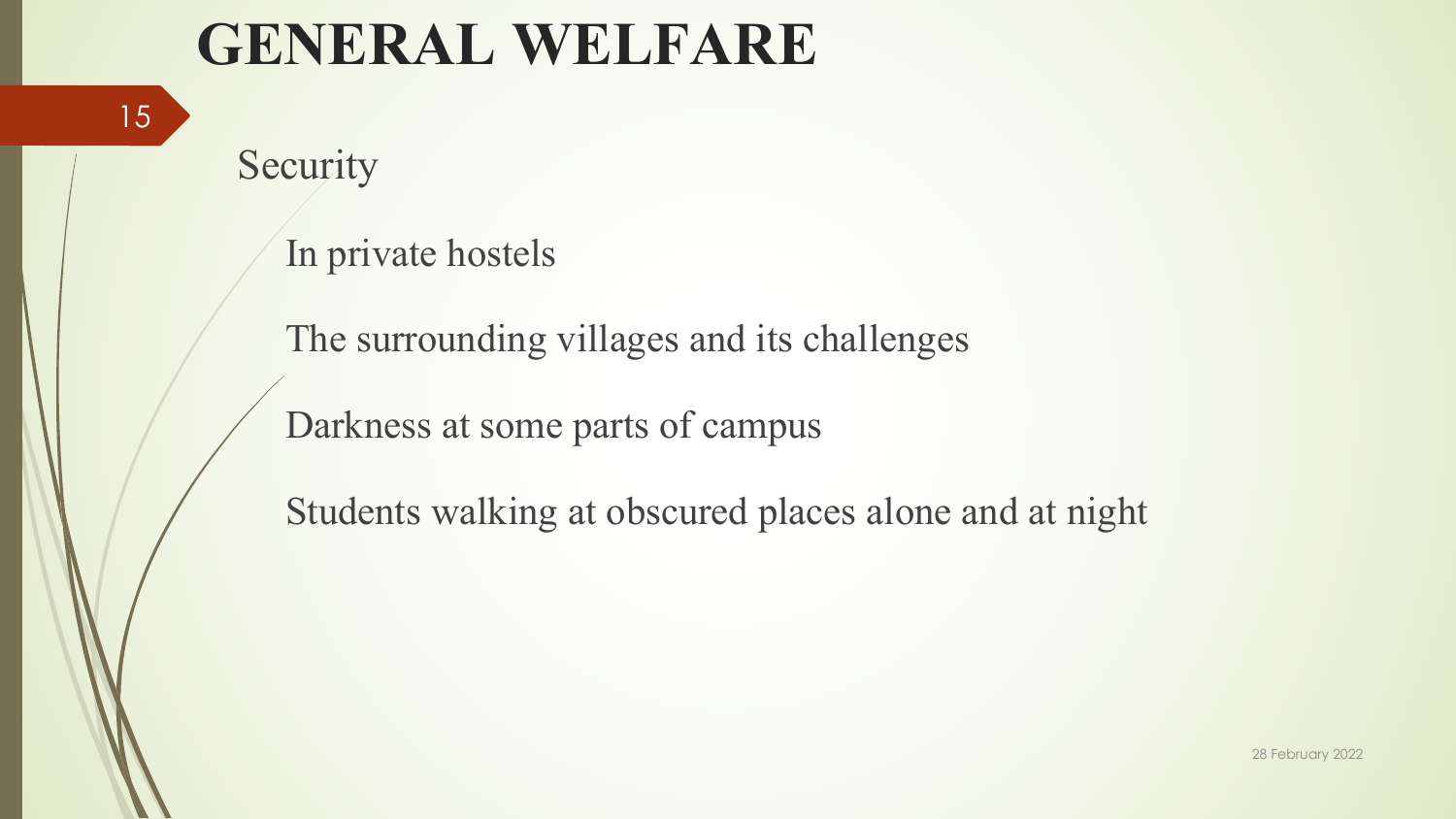# GENERAL WELFARE

Security

- In private hostels
- The surrounding villages and its challenges
- Darkness at some parts of campus
- Students walking at obscured places alone and at night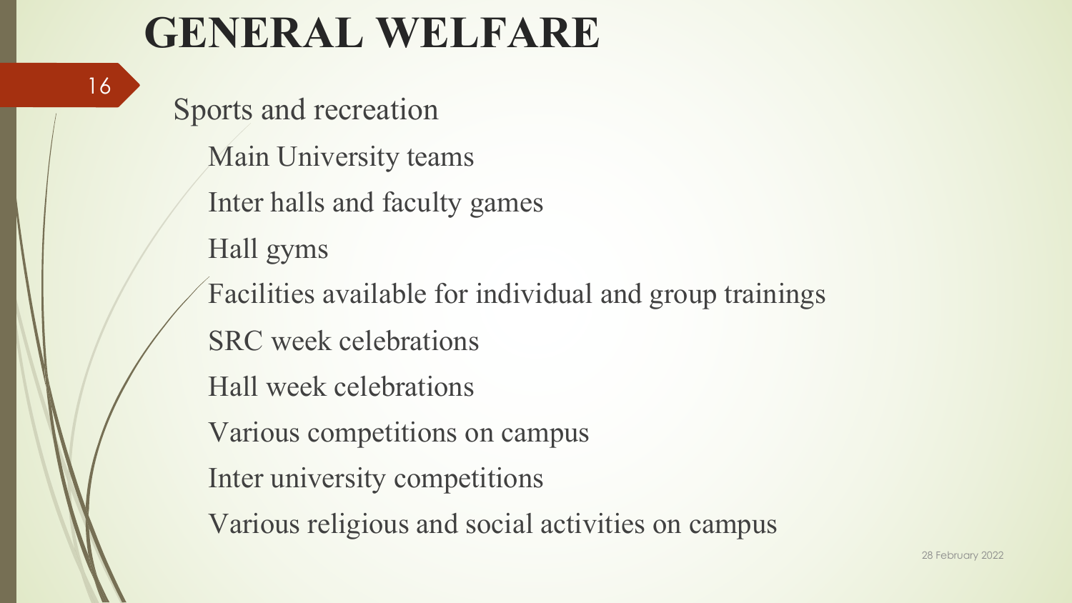# GENERAL WELFARE

Sports and recreation

- Main University teams
- Inter halls and faculty games
- Hall gyms
- Facilities available for individual and group trainings
- SRC week celebrations
- Hall week celebrations
- Various competitions on campus
- Inter university competitions
- Various religious and social activities on campus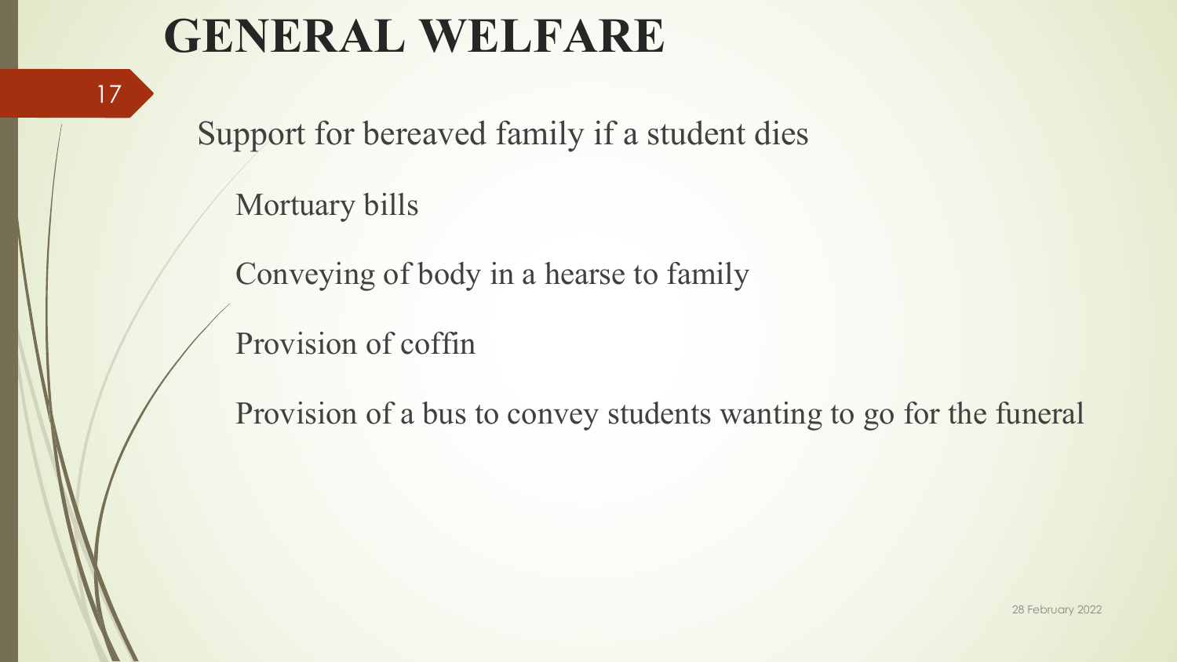# GENERAL WELFARE

Support for bereaved family if a student dies

- Mortuary bills
- Conveying of body in a hearse to family
- Provision of coffin
- Provision of a bus to convey students wanting to go for the funeral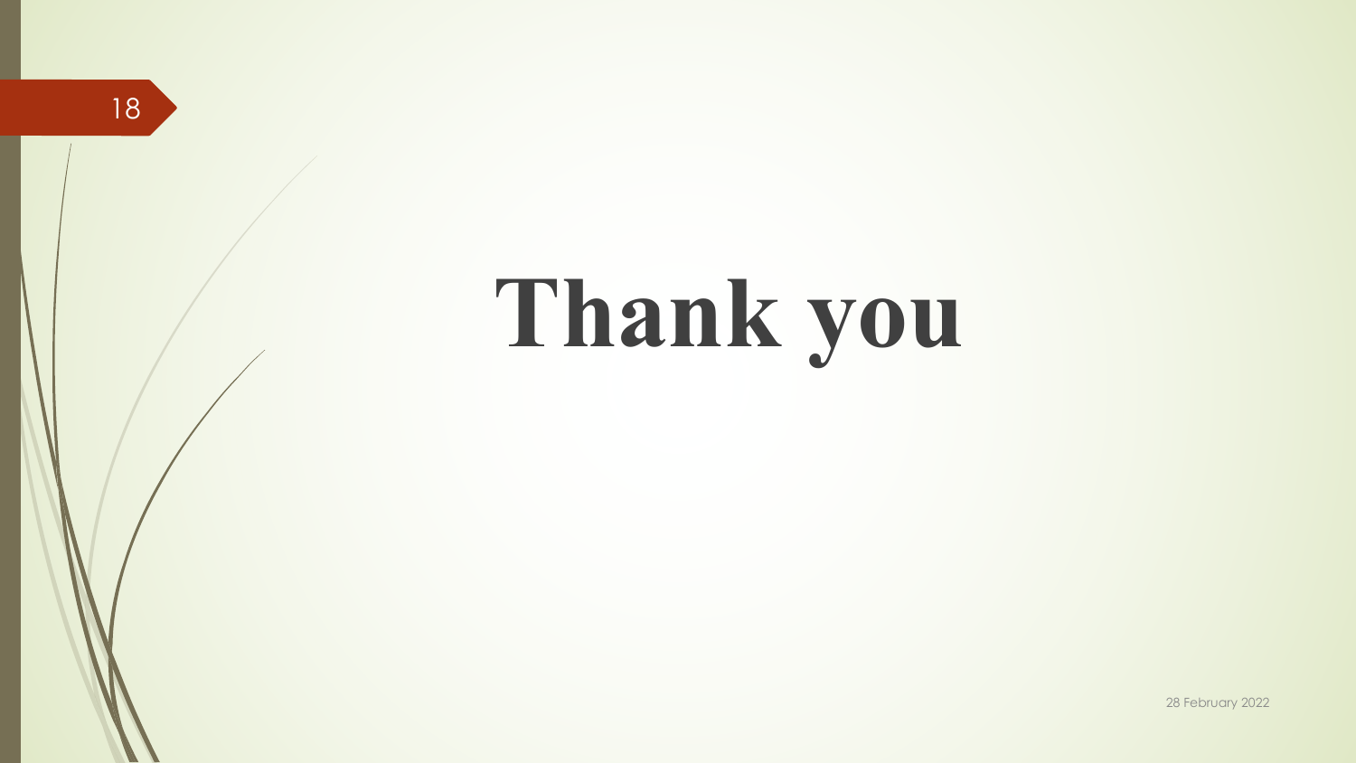# Thank you